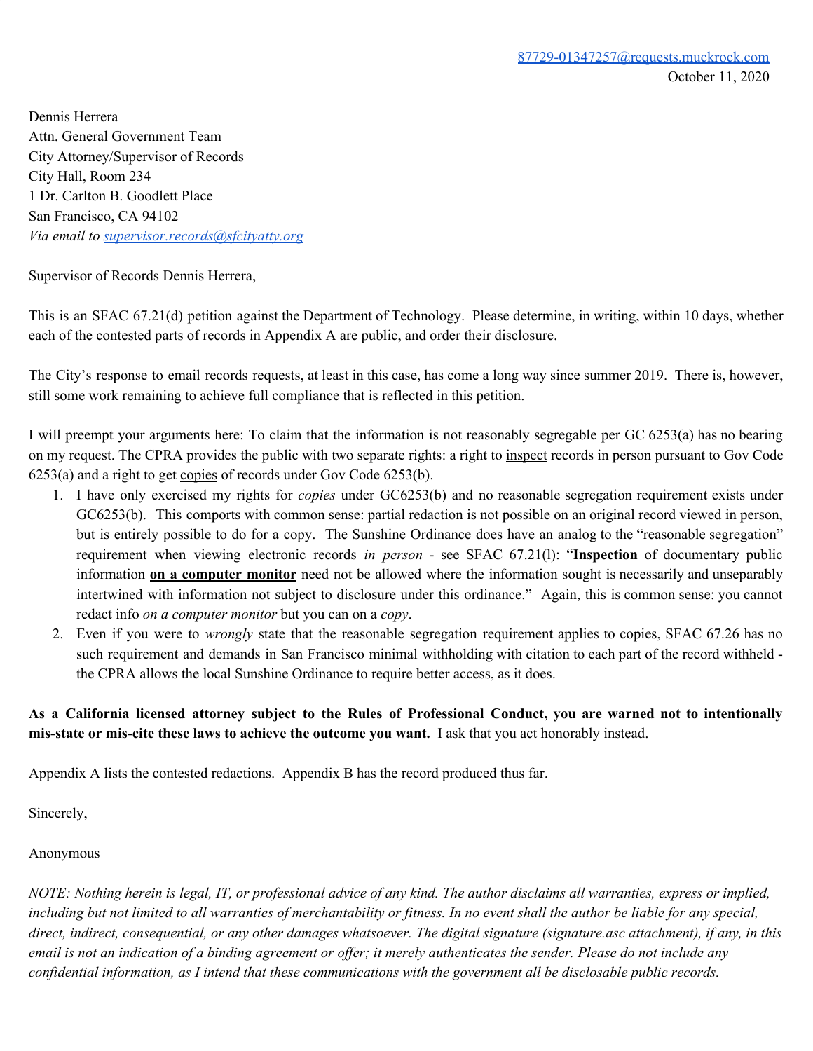87729-01347257@requests.muckrock.com
October 11, 2020

Dennis Herrera
Attn. General Government Team
City Attorney/Supervisor of Records
City Hall, Room 234
1 Dr. Carlton B. Goodlett Place
San Francisco, CA 94102
*Via email to supervisor.records@sfcityatty.org*

Supervisor of Records Dennis Herrera,

This is an SFAC 67.21(d) petition against the Department of Technology. Please determine, in writing, within 10 days, whether each of the contested parts of records in Appendix A are public, and order their disclosure.

The City's response to email records requests, at least in this case, has come a long way since summer 2019. There is, however, still some work remaining to achieve full compliance that is reflected in this petition.

I will preempt your arguments here: To claim that the information is not reasonably segregable per GC 6253(a) has no bearing on my request. The CPRA provides the public with two separate rights: a right to <u>inspect</u> records in person pursuant to Gov Code 6253(a) and a right to get <u>copies</u> of records under Gov Code 6253(b).

1. I have only exercised my rights for *copies* under GC6253(b) and no reasonable segregation requirement exists under GC6253(b). This comports with common sense: partial redaction is not possible on an original record viewed in person, but is entirely possible to do for a copy. The Sunshine Ordinance does have an analog to the "reasonable segregation" requirement when viewing electronic records *in person* - see SFAC 67.21(l): "**<u>Inspection</u>** of documentary public information **<u>on a computer monitor</u>** need not be allowed where the information sought is necessarily and unseparably intertwined with information not subject to disclosure under this ordinance." Again, this is common sense: you cannot redact info *on a computer monitor* but you can on a *copy*.
2. Even if you were to *wrongly* state that the reasonable segregation requirement applies to copies, SFAC 67.26 has no such requirement and demands in San Francisco minimal withholding with citation to each part of the record withheld - the CPRA allows the local Sunshine Ordinance to require better access, as it does.

**As a California licensed attorney subject to the Rules of Professional Conduct, you are warned not to intentionally mis-state or mis-cite these laws to achieve the outcome you want.** I ask that you act honorably instead.

Appendix A lists the contested redactions. Appendix B has the record produced thus far.

Sincerely,

Anonymous

*NOTE: Nothing herein is legal, IT, or professional advice of any kind. The author disclaims all warranties, express or implied, including but not limited to all warranties of merchantability or fitness. In no event shall the author be liable for any special, direct, indirect, consequential, or any other damages whatsoever. The digital signature (signature.asc attachment), if any, in this email is not an indication of a binding agreement or offer; it merely authenticates the sender. Please do not include any confidential information, as I intend that these communications with the government all be disclosable public records.*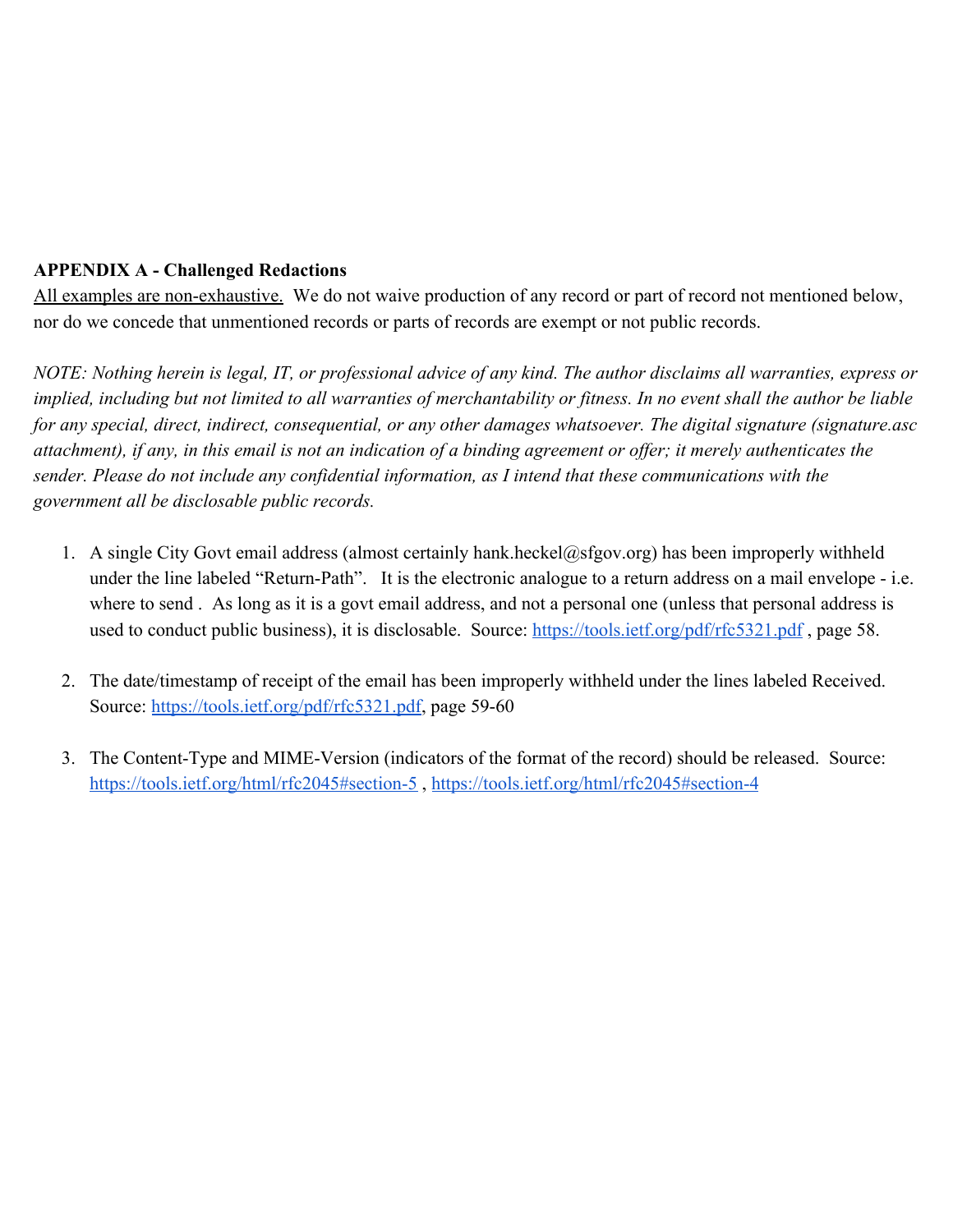**APPENDIX A - Challenged Redactions**

<u>All examples are non-exhaustive.</u> We do not waive production of any record or part of record not mentioned below, nor do we concede that unmentioned records or parts of records are exempt or not public records.

*NOTE: Nothing herein is legal, IT, or professional advice of any kind. The author disclaims all warranties, express or implied, including but not limited to all warranties of merchantability or fitness. In no event shall the author be liable for any special, direct, indirect, consequential, or any other damages whatsoever. The digital signature (signature.asc attachment), if any, in this email is not an indication of a binding agreement or offer; it merely authenticates the sender. Please do not include any confidential information, as I intend that these communications with the government all be disclosable public records.*

1. A single City Govt email address (almost certainly hank.heckel@sfgov.org) has been improperly withheld under the line labeled "Return-Path". It is the electronic analogue to a return address on a mail envelope - i.e. where to send . As long as it is a govt email address, and not a personal one (unless that personal address is used to conduct public business), it is disclosable. Source: https://tools.ietf.org/pdf/rfc5321.pdf , page 58.

2. The date/timestamp of receipt of the email has been improperly withheld under the lines labeled Received. Source: https://tools.ietf.org/pdf/rfc5321.pdf, page 59-60

3. The Content-Type and MIME-Version (indicators of the format of the record) should be released. Source: https://tools.ietf.org/html/rfc2045#section-5 , https://tools.ietf.org/html/rfc2045#section-4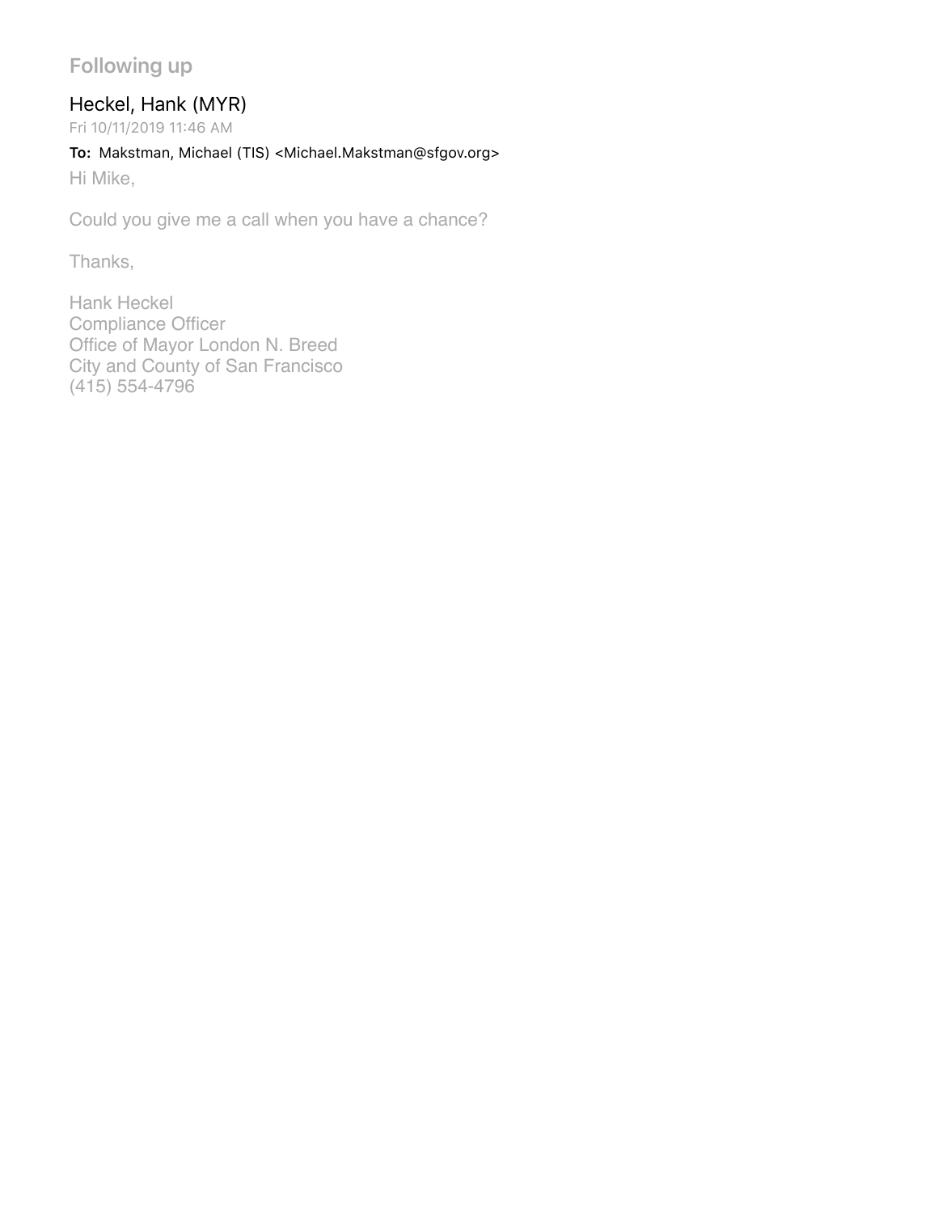## Following up

**Heckel, Hank (MYR)**

Fri 10/11/2019 11:46 AM

**To:** Makstman, Michael (TIS) <Michael.Makstman@sfgov.org>

Hi Mike,

Could you give me a call when you have a chance?

Thanks,

Hank Heckel
Compliance Officer
Office of Mayor London N. Breed
City and County of San Francisco
(415) 554-4796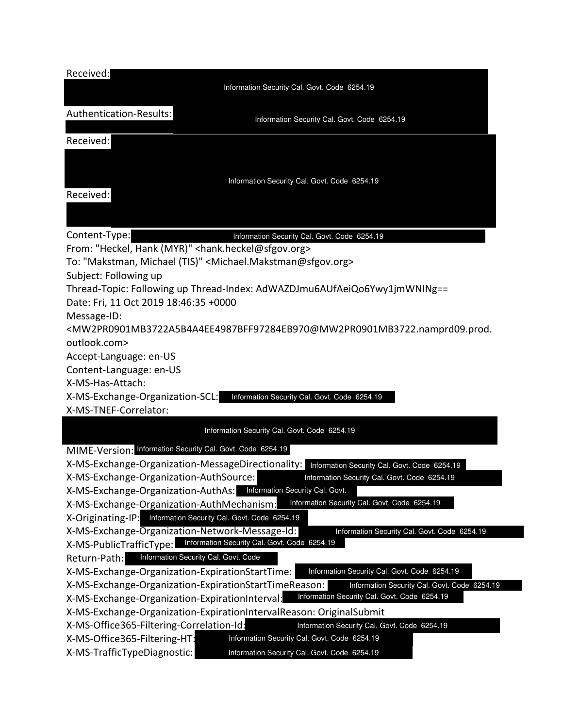Received: Information Security Cal. Govt. Code 6254.19

Authentication-Results: Information Security Cal. Govt. Code 6254.19

Received: Information Security Cal. Govt. Code 6254.19

Received:

Content-Type: Information Security Cal. Govt. Code 6254.19

From: "Heckel, Hank (MYR)" <hank.heckel@sfgov.org>

To: "Makstman, Michael (TIS)" <Michael.Makstman@sfgov.org>

Subject: Following up

Thread-Topic: Following up Thread-Index: AdWAZDJmu6AUfAeiQo6Ywy1jmWNINg==

Date: Fri, 11 Oct 2019 18:46:35 +0000

Message-ID:
<MW2PR0901MB3722A5B4A4EE4987BFF97284EB970@MW2PR0901MB3722.namprd09.prod.outlook.com>

Accept-Language: en-US

Content-Language: en-US

X-MS-Has-Attach:

X-MS-Exchange-Organization-SCL: Information Security Cal. Govt. Code 6254.19

X-MS-TNEF-Correlator:

Information Security Cal. Govt. Code 6254.19

MIME-Version: Information Security Cal. Govt. Code 6254.19

X-MS-Exchange-Organization-MessageDirectionality: Information Security Cal. Govt. Code 6254.19

X-MS-Exchange-Organization-AuthSource: Information Security Cal. Govt. Code 6254.19

X-MS-Exchange-Organization-AuthAs: Information Security Cal. Govt.

X-MS-Exchange-Organization-AuthMechanism: Information Security Cal. Govt. Code 6254.19

X-Originating-IP: Information Security Cal. Govt. Code 6254.19

X-MS-Exchange-Organization-Network-Message-Id: Information Security Cal. Govt. Code 6254.19

X-MS-PublicTrafficType: Information Security Cal. Govt. Code 6254.19

Return-Path: Information Security Cal. Govt. Code

X-MS-Exchange-Organization-ExpirationStartTime: Information Security Cal. Govt. Code 6254.19

X-MS-Exchange-Organization-ExpirationStartTimeReason: Information Security Cal. Govt. Code 6254.19

X-MS-Exchange-Organization-ExpirationInterval: Information Security Cal. Govt. Code 6254.19

X-MS-Exchange-Organization-ExpirationIntervalReason: OriginalSubmit

X-MS-Office365-Filtering-Correlation-Id: Information Security Cal. Govt. Code 6254.19

X-MS-Office365-Filtering-HT: Information Security Cal. Govt. Code 6254.19

X-MS-TrafficTypeDiagnostic: Information Security Cal. Govt. Code 6254.19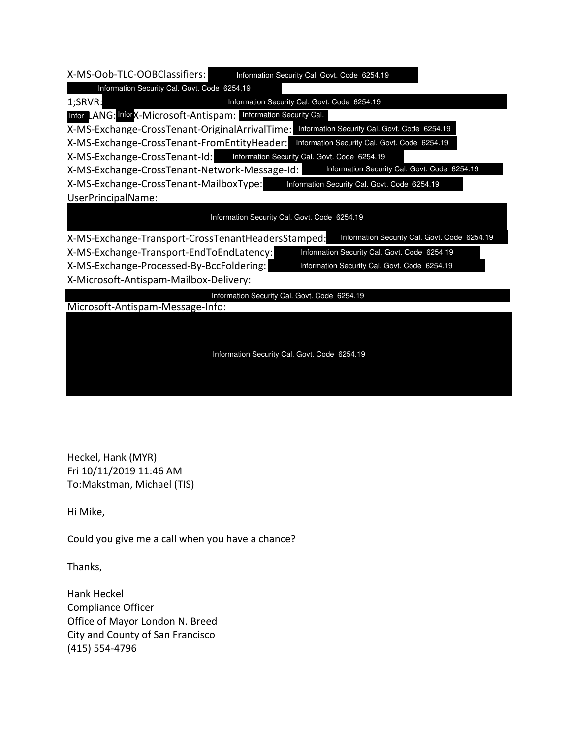X-MS-Oob-TLC-OOBClassifiers: Information Security Cal. Govt. Code 6254.19
Information Security Cal. Govt. Code 6254.19
1;SRVR: Information Security Cal. Govt. Code 6254.19
Infor LANG: Infor X-Microsoft-Antispam: Information Security Cal.
X-MS-Exchange-CrossTenant-OriginalArrivalTime: Information Security Cal. Govt. Code 6254.19
X-MS-Exchange-CrossTenant-FromEntityHeader: Information Security Cal. Govt. Code 6254.19
X-MS-Exchange-CrossTenant-Id: Information Security Cal. Govt. Code 6254.19
X-MS-Exchange-CrossTenant-Network-Message-Id: Information Security Cal. Govt. Code 6254.19
X-MS-Exchange-CrossTenant-MailboxType: Information Security Cal. Govt. Code 6254.19
UserPrincipalName:
Information Security Cal. Govt. Code 6254.19
X-MS-Exchange-Transport-CrossTenantHeadersStamped: Information Security Cal. Govt. Code 6254.19
X-MS-Exchange-Transport-EndToEndLatency: Information Security Cal. Govt. Code 6254.19
X-MS-Exchange-Processed-By-BccFoldering: Information Security Cal. Govt. Code 6254.19
X-Microsoft-Antispam-Mailbox-Delivery:
Information Security Cal. Govt. Code 6254.19
Microsoft-Antispam-Message-Info:
Information Security Cal. Govt. Code 6254.19

Heckel, Hank (MYR)
Fri 10/11/2019 11:46 AM
To:Makstman, Michael (TIS)

Hi Mike,

Could you give me a call when you have a chance?

Thanks,

Hank Heckel
Compliance Officer
Office of Mayor London N. Breed
City and County of San Francisco
(415) 554-4796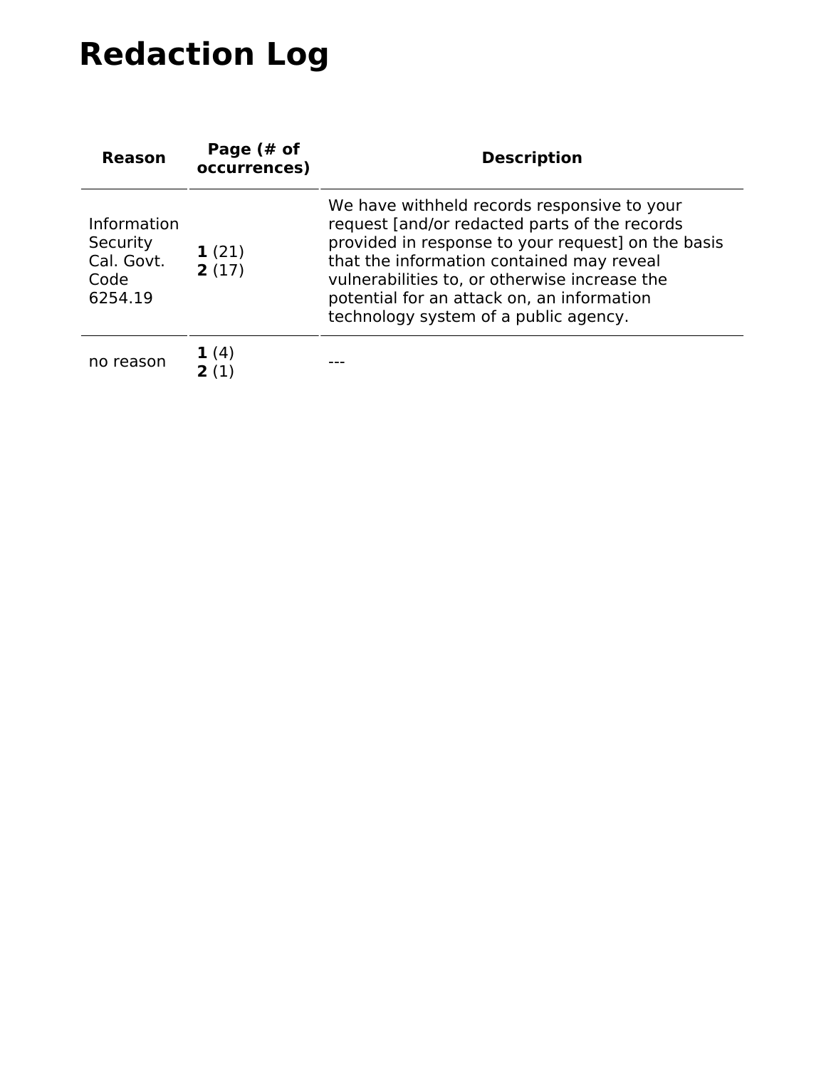# Redaction Log

| Reason | Page (# of occurrences) | Description |
|---|---|---|
| Information Security Cal. Govt. Code 6254.19 | **1** (21)<br>**2** (17) | We have withheld records responsive to your request [and/or redacted parts of the records provided in response to your request] on the basis that the information contained may reveal vulnerabilities to, or otherwise increase the potential for an attack on, an information technology system of a public agency. |
| no reason | **1** (4)<br>**2** (1) | --- |